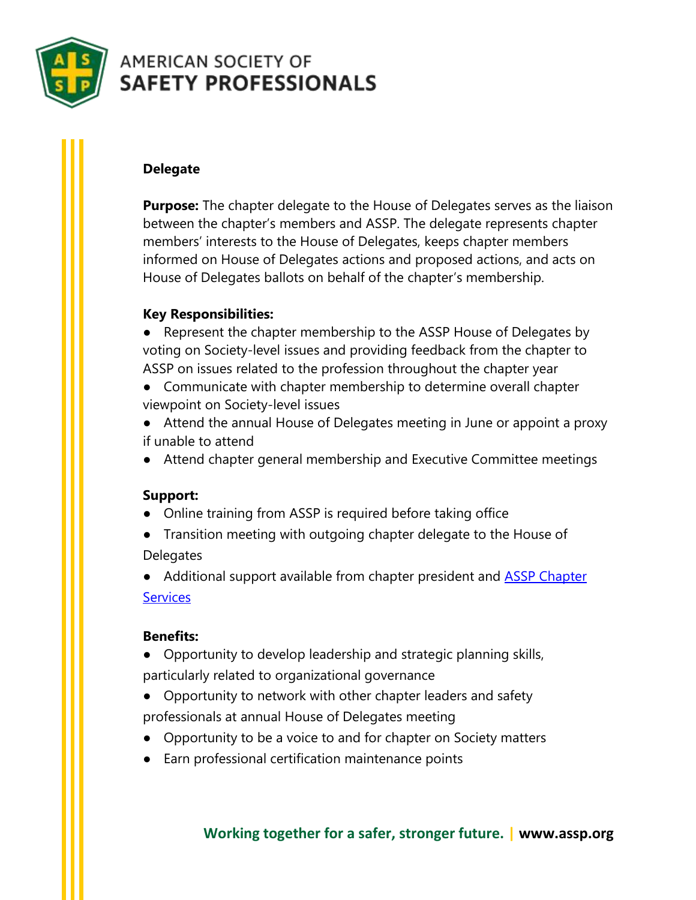# AMERICAN SOCIETY OF SAFETY PROFESSIONALS

## Delegate

**Purpose:** The chapter delegate to the House of Delegates serves as the liaison between the chapter's members and ASSP. The delegate represents chapter members' interests to the House of Delegates, keeps chapter members informed on House of Delegates actions and proposed actions, and acts on House of Delegates ballots on behalf of the chapter's membership.

**Key Responsibilities:**

- Represent the chapter membership to the ASSP House of Delegates by voting on Society-level issues and providing feedback from the chapter to ASSP on issues related to the profession throughout the chapter year
- Communicate with chapter membership to determine overall chapter viewpoint on Society-level issues
- Attend the annual House of Delegates meeting in June or appoint a proxy if unable to attend
- Attend chapter general membership and Executive Committee meetings

**Support:**

- Online training from ASSP is required before taking office
- Transition meeting with outgoing chapter delegate to the House of Delegates
- Additional support available from chapter president and ASSP Chapter Services

**Benefits:**

- Opportunity to develop leadership and strategic planning skills, particularly related to organizational governance
- Opportunity to network with other chapter leaders and safety professionals at annual House of Delegates meeting
- Opportunity to be a voice to and for chapter on Society matters
- Earn professional certification maintenance points

**Working together for a safer, stronger future.** | **www.assp.org**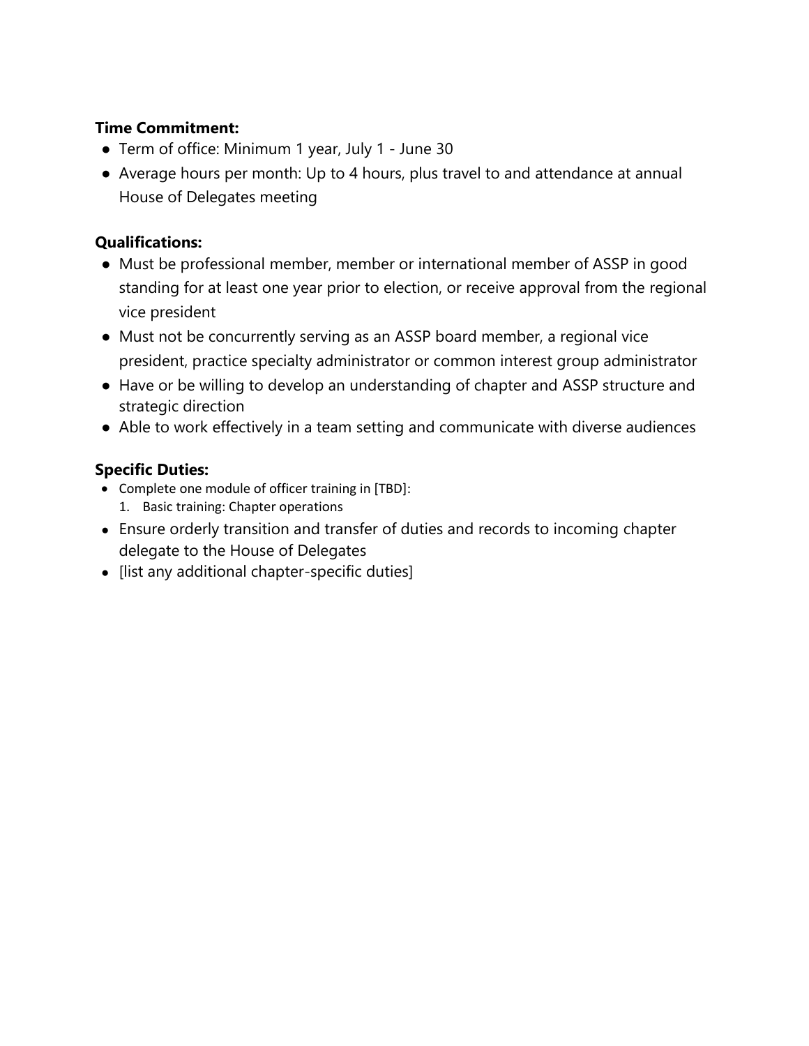**Time Commitment:**

- Term of office: Minimum 1 year, July 1 - June 30
- Average hours per month: Up to 4 hours, plus travel to and attendance at annual House of Delegates meeting

**Qualifications:**

- Must be professional member, member or international member of ASSP in good standing for at least one year prior to election, or receive approval from the regional vice president
- Must not be concurrently serving as an ASSP board member, a regional vice president, practice specialty administrator or common interest group administrator
- Have or be willing to develop an understanding of chapter and ASSP structure and strategic direction
- Able to work effectively in a team setting and communicate with diverse audiences

**Specific Duties:**

- Complete one module of officer training in [TBD]:
  1. Basic training: Chapter operations
- Ensure orderly transition and transfer of duties and records to incoming chapter delegate to the House of Delegates
- [list any additional chapter-specific duties]